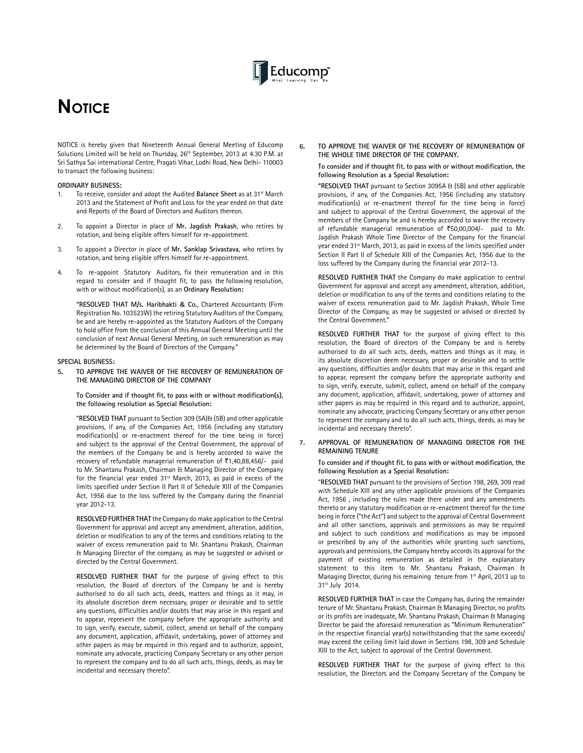# Notice

NOTICE is hereby given that Nineteenth Annual General Meeting of Educomp Solutions Limited will be held on Thursday, 26th September, 2013 at 4.30 P.M. at Sri Sathya Sai international Centre, Pragati Vihar, Lodhi Road, New Delhi- 110003 to transact the following business:

**ORDINARY BUSINESS:**

1. To receive, consider and adopt the Audited **Balance Sheet** as at 31st March 2013 and the Statement of Profit and Loss for the year ended on that date and Reports of the Board of Directors and Auditors thereon.

2. To appoint a Director in place of **Mr. Jagdish Prakash**, who retires by rotation, and being eligible offers himself for re-appointment.

3. To appoint a Director in place of **Mr. Sanklap Srivastava**, who retires by rotation, and being eligible offers himself for re-appointment.

4. To re-appoint Statutory Auditors, fix their remuneration and in this regard to consider and if thought fit, to pass the following resolution, with or without modification(s), as an **Ordinary Resolution:**

   **"RESOLVED THAT M/s. Haribhakti & Co.**, Chartered Accountants (Firm Registration No. 103523W) the retiring Statutory Auditors of the Company, be and are hereby re-appointed as the Statutory Auditors of the Company to hold office from the conclusion of this Annual General Meeting until the conclusion of next Annual General Meeting, on such remuneration as may be determined by the Board of Directors of the Company."

**SPECIAL BUSINESS:**

5. **TO APPROVE THE WAIVER OF THE RECOVERY OF REMUNERATION OF THE MANAGING DIRECTOR OF THE COMPANY**

   **To Consider and if thought fit, to pass with or without modification(s), the following resolution as Special Resolution:**

   "**RESOLVED THAT** pursuant to Section 309 (5A)& (5B) and other applicable provisions, if any, of the Companies Act, 1956 (including any statutory modification(s) or re-enactment thereof for the time being in force) and subject to the approval of the Central Government, the approval of the members of the Company be and is hereby accorded to waive the recovery of refundable managerial remuneration of ₹1,40,88,456/- paid to Mr. Shantanu Prakash, Chairman & Managing Director of the Company for the financial year ended 31st March, 2013, as paid in excess of the limits specified under Section II Part II of Schedule XIII of the Companies Act, 1956 due to the loss suffered by the Company during the financial year 2012-13.

   **RESOLVED FURTHER THAT** the Company do make application to the Central Government for approval and accept any amendment, alteration, addition, deletion or modification to any of the terms and conditions relating to the waiver of excess remuneration paid to Mr. Shantanu Prakash, Chairman & Managing Director of the company, as may be suggested or advised or directed by the Central Government.

   **RESOLVED FURTHER THAT** for the purpose of giving effect to this resolution, the Board of directors of the Company be and is hereby authorised to do all such acts, deeds, matters and things as it may, in its absolute discretion deem necessary, proper or desirable and to settle any questions, difficulties and/or doubts that may arise in this regard and to appear, represent the company before the appropriate authority and to sign, verify, execute, submit, collect, amend on behalf of the company any document, application, affidavit, undertaking, power of attorney and other papers as may be required in this regard and to authorize, appoint, nominate any advocate, practicing Company Secretary or any other person to represent the company and to do all such acts, things, deeds, as may be incidental and necessary thereto".

6. **TO APPROVE THE WAIVER OF THE RECOVERY OF REMUNERATION OF THE WHOLE TIME DIRECTOR OF THE COMPANY.**

   **To consider and if thought fit, to pass with or without modification, the following Resolution as a Special Resolution:**

   **"RESOLVED THAT** pursuant to Section 3095A & (5B) and other applicable provisions, if any, of the Companies Act, 1956 (including any statutory modification(s) or re-enactment thereof for the time being in force) and subject to approval of the Central Government, the approval of the members of the Company be and is hereby accorded to waive the recovery of refundable managerial remuneration of ₹50,00,004/- paid to Mr. Jagdish Prakash Whole Time Director of the Company for the financial year ended 31st March, 2013, as paid in excess of the limits specified under Section II Part II of Schedule XIII of the Companies Act, 1956 due to the loss suffered by the Company during the financial year 2012-13.

   **RESOLVED FURTHER THAT** the Company do make application to central Government for approval and accept any amendment, alteration, addition, deletion or modification to any of the terms and conditions relating to the waiver of excess remuneration paid to Mr. Jagdish Prakash, Whole Time Director of the Company, as may be suggested or advised or directed by the Central Government."

   **RESOLVED FURTHER THAT** for the purpose of giving effect to this resolution, the Board of directors of the Company be and is hereby authorised to do all such acts, deeds, matters and things as it may, in its absolute discretion deem necessary, proper or desirable and to settle any questions, difficulties and/or doubts that may arise in this regard and to appear, represent the company before the appropriate authority and to sign, verify, execute, submit, collect, amend on behalf of the company any document, application, affidavit, undertaking, power of attorney and other papers as may be required in this regard and to authorize, appoint, nominate any advocate, practicing Company Secretary or any other person to represent the company and to do all such acts, things, deeds, as may be incidental and necessary thereto".

7. **APPROVAL OF REMUNERATION OF MANAGING DIRECTOR FOR THE REMAINING TENURE**

   **To consider and if thought fit, to pass with or without modification, the following Resolution as a Special Resolution:**

   "**RESOLVED THAT** pursuant to the provisions of Section 198, 269, 309 read with Schedule XIII and any other applicable provisions of the Companies Act, 1956 , including the rules made there under and any amendments thereto or any statutory modification or re-enactment thereof for the time being in force ("the Act") and subject to the approval of Central Government and all other sanctions, approvals and permissions as may be required and subject to such conditions and modifications as may be imposed or prescribed by any of the authorities while granting such sanctions, approvals and permissions, the Company hereby accords its approval for the payment of existing remuneration as detailed in the explanatory statement to this item to Mr. Shantanu Prakash, Chairman & Managing Director, during his remaining tenure from 1st April, 2013 up to 31st July 2014.

   **RESOLVED FURTHER THAT** in case the Company has, during the remainder tenure of Mr. Shantanu Prakash, Chairman & Managing Director, no profits or its profits are inadequate, Mr. Shantanu Prakash, Chairman & Managing Director be paid the aforesaid remuneration as "Minimum Remuneration" in the respective financial year(s) notwithstanding that the same exceeds/ may exceed the ceiling limit laid down in Sections 198, 309 and Schedule XIII to the Act, subject to approval of the Central Government.

   **RESOLVED FURTHER THAT** for the purpose of giving effect to this resolution, the Directors and the Company Secretary of the Company be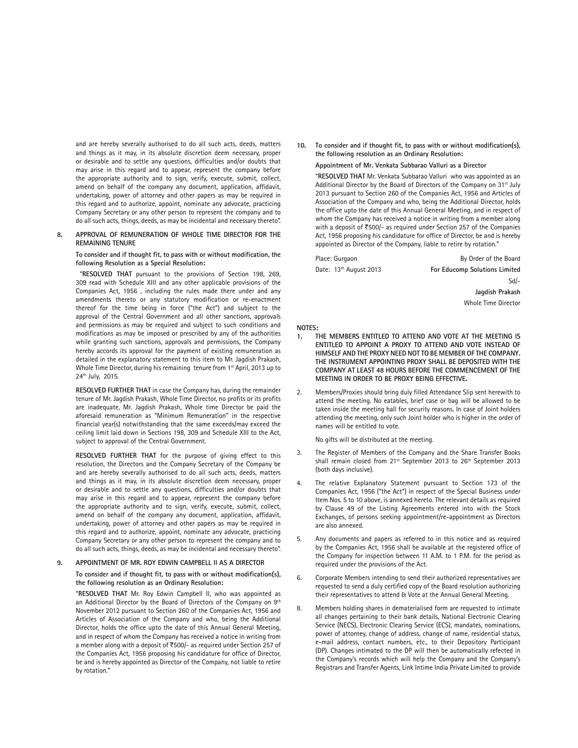and are hereby severally authorised to do all such acts, deeds, matters and things as it may, in its absolute discretion deem necessary, proper or desirable and to settle any questions, difficulties and/or doubts that may arise in this regard and to appear, represent the company before the appropriate authority and to sign, verify, execute, submit, collect, amend on behalf of the company any document, application, affidavit, undertaking, power of attorney and other papers as may be required in this regard and to authorize, appoint, nominate any advocate, practicing Company Secretary or any other person to represent the company and to do all such acts, things, deeds, as may be incidental and necessary thereto".

**8. APPROVAL OF REMUNERATION OF WHOLE TIME DIRECTOR FOR THE REMAINING TENURE**

**To consider and if thought fit, to pass with or without modification, the following Resolution as a Special Resolution:**

"**RESOLVED THAT** pursuant to the provisions of Section 198, 269, 309 read with Schedule XIII and any other applicable provisions of the Companies Act, 1956 , including the rules made there under and any amendments thereto or any statutory modification or re-enactment thereof for the time being in force ("the Act") and subject to the approval of the Central Government and all other sanctions, approvals and permissions as may be required and subject to such conditions and modifications as may be imposed or prescribed by any of the authorities while granting such sanctions, approvals and permissions, the Company hereby accords its approval for the payment of existing remuneration as detailed in the explanatory statement to this item to Mr. Jagdish Prakash, Whole Time Director, during his remaining tenure from 1st April, 2013 up to 24th July, 2015.

**RESOLVED FURTHER THAT** in case the Company has, during the remainder tenure of Mr. Jagdish Prakash, Whole Time Director, no profits or its profits are inadequate, Mr. Jagdish Prakash, Whole time Director be paid the aforesaid remuneration as "Minimum Remuneration" in the respective financial year(s) notwithstanding that the same exceeds/may exceed the ceiling limit laid down in Sections 198, 309 and Schedule XIII to the Act, subject to approval of the Central Government.

**RESOLVED FURTHER THAT** for the purpose of giving effect to this resolution, the Directors and the Company Secretary of the Company be and are hereby severally authorised to do all such acts, deeds, matters and things as it may, in its absolute discretion deem necessary, proper or desirable and to settle any questions, difficulties and/or doubts that may arise in this regard and to appear, represent the company before the appropriate authority and to sign, verify, execute, submit, collect, amend on behalf of the company any document, application, affidavit, undertaking, power of attorney and other papers as may be required in this regard and to authorize, appoint, nominate any advocate, practicing Company Secretary or any other person to represent the company and to do all such acts, things, deeds, as may be incidental and necessary thereto".

**9. APPOINTMENT OF MR. ROY EDWIN CAMPBELL II AS A DIRECTOR**

**To consider and if thought fit, to pass with or without modification(s), the following resolution as an Ordinary Resolution:**

"**RESOLVED THAT** Mr. Roy Edwin Campbell II, who was appointed as an Additional Director by the Board of Directors of the Company on 9th November 2012 pursuant to Section 260 of the Companies Act, 1956 and Articles of Association of the Company and who, being the Additional Director, holds the office upto the date of this Annual General Meeting, and in respect of whom the Company has received a notice in writing from a member along with a deposit of ₹500/- as required under Section 257 of the Companies Act, 1956 proposing his candidature for office of Director, be and is hereby appointed as Director of the Company, not liable to retire by rotation."

**10. To consider and if thought fit, to pass with or without modification(s), the following resolution as an Ordinary Resolution:**

**Appointment of Mr. Venkata Subbarao Valluri as a Director**

"**RESOLVED THAT** Mr. Venkata Subbarao Valluri who was appointed as an Additional Director by the Board of Directors of the Company on 31st July 2013 pursuant to Section 260 of the Companies Act, 1956 and Articles of Association of the Company and who, being the Additional Director, holds the office upto the date of this Annual General Meeting, and in respect of whom the Company has received a notice in writing from a member along with a deposit of ₹500/- as required under Section 257 of the Companies Act, 1956 proposing his candidature for office of Director, be and is hereby appointed as Director of the Company, liable to retire by rotation."

Place: Gurgaon
Date: 13th August 2013

By Order of the Board
**For Educomp Solutions Limited**
Sd/-
**Jagdish Prakash**
Whole Time Director

**NOTES:**

1. **THE MEMBERS ENTITLED TO ATTEND AND VOTE AT THE MEETING IS ENTITLED TO APPOINT A PROXY TO ATTEND AND VOTE INSTEAD OF HIMSELF AND THE PROXY NEED NOT TO BE MEMBER OF THE COMPANY. THE INSTRUMENT APPOINTING PROXY SHALL BE DEPOSITED WITH THE COMPANY AT LEAST 48 HOURS BEFORE THE COMMENCEMENT OF THE MEETING IN ORDER TO BE PROXY BEING EFFECTIVE.**

2. Members/Proxies should bring duly filled Attendance Slip sent herewith to attend the meeting. No eatables, brief case or bag will be allowed to be taken inside the meeting hall for security reasons. In case of Joint holders attending the meeting, only such Joint holder who is higher in the order of names will be entitled to vote.

   No gifts will be distributed at the meeting.

3. The Register of Members of the Company and the Share Transfer Books shall remain closed from 21st September 2013 to 26th September 2013 (both days inclusive).

4. The relative Explanatory Statement pursuant to Section 173 of the Companies Act, 1956 ("the Act") in respect of the Special Business under Item Nos. 5 to 10 above, is annexed hereto. The relevant details as required by Clause 49 of the Listing Agreements entered into with the Stock Exchanges, of persons seeking appointment/re-appointment as Directors are also annexed.

5. Any documents and papers as referred to in this notice and as required by the Companies Act, 1956 shall be available at the registered office of the Company for inspection between 11 A.M. to 1 P.M. for the period as required under the provisions of the Act.

6. Corporate Members intending to send their authorized representatives are requested to send a duly certified copy of the Board resolution authorizing their representatives to attend & Vote at the Annual General Meeting.

8. Members holding shares in dematerialised form are requested to intimate all changes pertaining to their bank details, National Electronic Clearing Service (NECS), Electronic Clearing Service (ECS), mandates, nominations, power of attorney, change of address, change of name, residential status, e-mail address, contact numbers, etc., to their Depository Participant (DP). Changes intimated to the DP will then be automatically refected in the Company's records which will help the Company and the Company's Registrars and Transfer Agents, Link Intime India Private Limited to provide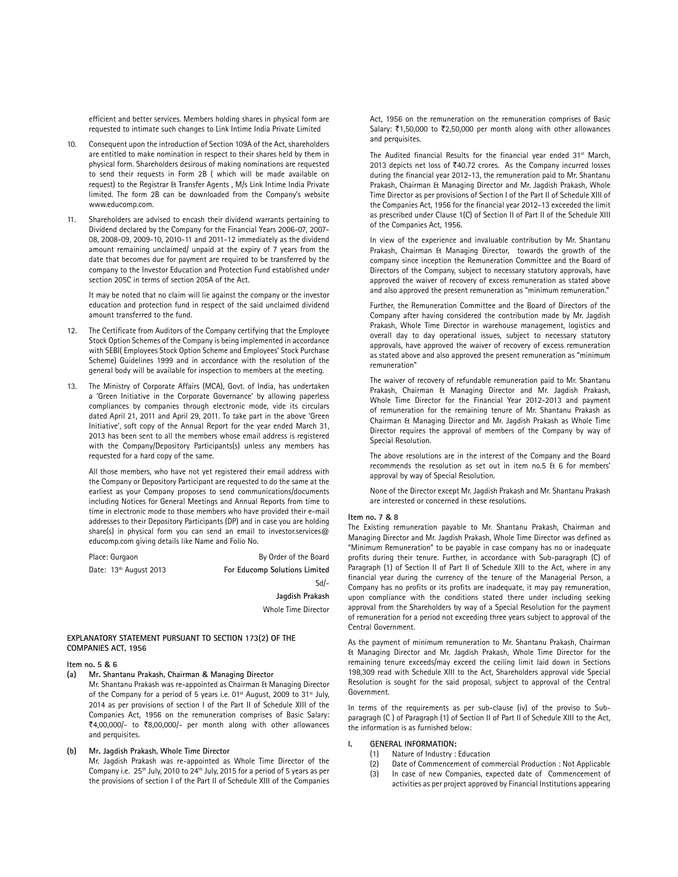efficient and better services. Members holding shares in physical form are requested to intimate such changes to Link Intime India Private Limited

10. Consequent upon the introduction of Section 109A of the Act, shareholders are entitled to make nomination in respect to their shares held by them in physical form. Shareholders desirous of making nominations are requested to send their requests in Form 2B ( which will be made available on request) to the Registrar & Transfer Agents , M/s Link Intime India Private limited. The form 2B can be downloaded from the Company's website www.educomp.com.

11. Shareholders are advised to encash their dividend warrants pertaining to Dividend declared by the Company for the Financial Years 2006-07, 2007-08, 2008-09, 2009-10, 2010-11 and 2011-12 immediately as the dividend amount remaining unclaimed/ unpaid at the expiry of 7 years from the date that becomes due for payment are required to be transferred by the company to the Investor Education and Protection Fund established under section 205C in terms of section 205A of the Act.

    It may be noted that no claim will lie against the company or the investor education and protection fund in respect of the said unclaimed dividend amount transferred to the fund.

12. The Certificate from Auditors of the Company certifying that the Employee Stock Option Schemes of the Company is being implemented in accordance with SEBI( Employees Stock Option Scheme and Employees' Stock Purchase Scheme) Guidelines 1999 and in accordance with the resolution of the general body will be available for inspection to members at the meeting.

13. The Ministry of Corporate Affairs (MCA), Govt. of India, has undertaken a 'Green Initiative in the Corporate Governance' by allowing paperless compliances by companies through electronic mode, vide its circulars dated April 21, 2011 and April 29, 2011. To take part in the above 'Green Initiative', soft copy of the Annual Report for the year ended March 31, 2013 has been sent to all the members whose email address is registered with the Company/Depository Participants(s) unless any members has requested for a hard copy of the same.

    All those members, who have not yet registered their email address with the Company or Depository Participant are requested to do the same at the earliest as your Company proposes to send communications/documents including Notices for General Meetings and Annual Reports from time to time in electronic mode to those members who have provided their e-mail addresses to their Depository Participants (DP) and in case you are holding share(s) in physical form you can send an email to investor.services@educomp.com giving details like Name and Folio No.

Place: Gurgaon | By Order of the Board

Date: 13th August 2013 | **For Educomp Solutions Limited**

Sd/-

**Jagdish Prakash**

Whole Time Director

## EXPLANATORY STATEMENT PURSUANT TO SECTION 173(2) OF THE COMPANIES ACT, 1956

**Item no. 5 & 6**

**(a) Mr. Shantanu Prakash, Chairman & Managing Director**

Mr. Shantanu Prakash was re-appointed as Chairman & Managing Director of the Company for a period of 5 years i.e. 01st August, 2009 to 31st July, 2014 as per provisions of section I of the Part II of Schedule XIII of the Companies Act, 1956 on the remuneration comprises of Basic Salary: ₹4,00,000/- to ₹8,00,000/- per month along with other allowances and perquisites.

**(b) Mr. Jagdish Prakash, Whole Time Director**

Mr. Jagdish Prakash was re-appointed as Whole Time Director of the Company i.e. 25th July, 2010 to 24th July, 2015 for a period of 5 years as per the provisions of section I of the Part II of Schedule XIII of the Companies Act, 1956 on the remuneration on the remuneration comprises of Basic Salary: ₹1,50,000 to ₹2,50,000 per month along with other allowances and perquisites.

The Audited financial Results for the financial year ended 31st March, 2013 depicts net loss of ₹40.72 crores. As the Company incurred losses during the financial year 2012-13, the remuneration paid to Mr. Shantanu Prakash, Chairman & Managing Director and Mr. Jagdish Prakash, Whole Time Director as per provisions of Section I of the Part II of Schedule XIII of the Companies Act, 1956 for the financial year 2012-13 exceeded the limit as prescribed under Clause 1(C) of Section II of Part II of the Schedule XIII of the Companies Act, 1956.

In view of the experience and invaluable contribution by Mr. Shantanu Prakash, Chairman & Managing Director, towards the growth of the company since inception the Remuneration Committee and the Board of Directors of the Company, subject to necessary statutory approvals, have approved the waiver of recovery of excess remuneration as stated above and also approved the present remuneration as "minimum remuneration."

Further, the Remuneration Committee and the Board of Directors of the Company after having considered the contribution made by Mr. Jagdish Prakash, Whole Time Director in warehouse management, logistics and overall day to day operational issues, subject to necessary statutory approvals, have approved the waiver of recovery of excess remuneration as stated above and also approved the present remuneration as "minimum remuneration"

The waiver of recovery of refundable remuneration paid to Mr. Shantanu Prakash, Chairman & Managing Director and Mr. Jagdish Prakash, Whole Time Director for the Financial Year 2012-2013 and payment of remuneration for the remaining tenure of Mr. Shantanu Prakash as Chairman & Managing Director and Mr. Jagdish Prakash as Whole Time Director requires the approval of members of the Company by way of Special Resolution.

The above resolutions are in the interest of the Company and the Board recommends the resolution as set out in item no.5 & 6 for members' approval by way of Special Resolution.

None of the Director except Mr. Jagdish Prakash and Mr. Shantanu Prakash are interested or concerned in these resolutions.

**Item no. 7 & 8**

The Existing remuneration payable to Mr. Shantanu Prakash, Chairman and Managing Director and Mr. Jagdish Prakash, Whole Time Director was defined as "Minimum Remuneration" to be payable in case company has no or inadequate profits during their tenure. Further, in accordance with Sub-paragraph (C) of Paragraph (1) of Section II of Part II of Schedule XIII to the Act, where in any financial year during the currency of the tenure of the Managerial Person, a Company has no profits or its profits are inadequate, it may pay remuneration, upon compliance with the conditions stated there under including seeking approval from the Shareholders by way of a Special Resolution for the payment of remuneration for a period not exceeding three years subject to approval of the Central Government.

As the payment of minimum remuneration to Mr. Shantanu Prakash, Chairman & Managing Director and Mr. Jagdish Prakash, Whole Time Director for the remaining tenure exceeds/may exceed the ceiling limit laid down in Sections 198,309 read with Schedule XIII to the Act, Shareholders approval vide Special Resolution is sought for the said proposal, subject to approval of the Central Government.

In terms of the requirements as per sub-clause (iv) of the proviso to Sub-paragragh (C ) of Paragraph (1) of Section II of Part II of Schedule XIII to the Act, the information is as furnished below:

**I. GENERAL INFORMATION:**

(1) Nature of Industry : Education

(2) Date of Commencement of commercial Production : Not Applicable

(3) In case of new Companies, expected date of Commencement of activities as per project approved by Financial Institutions appearing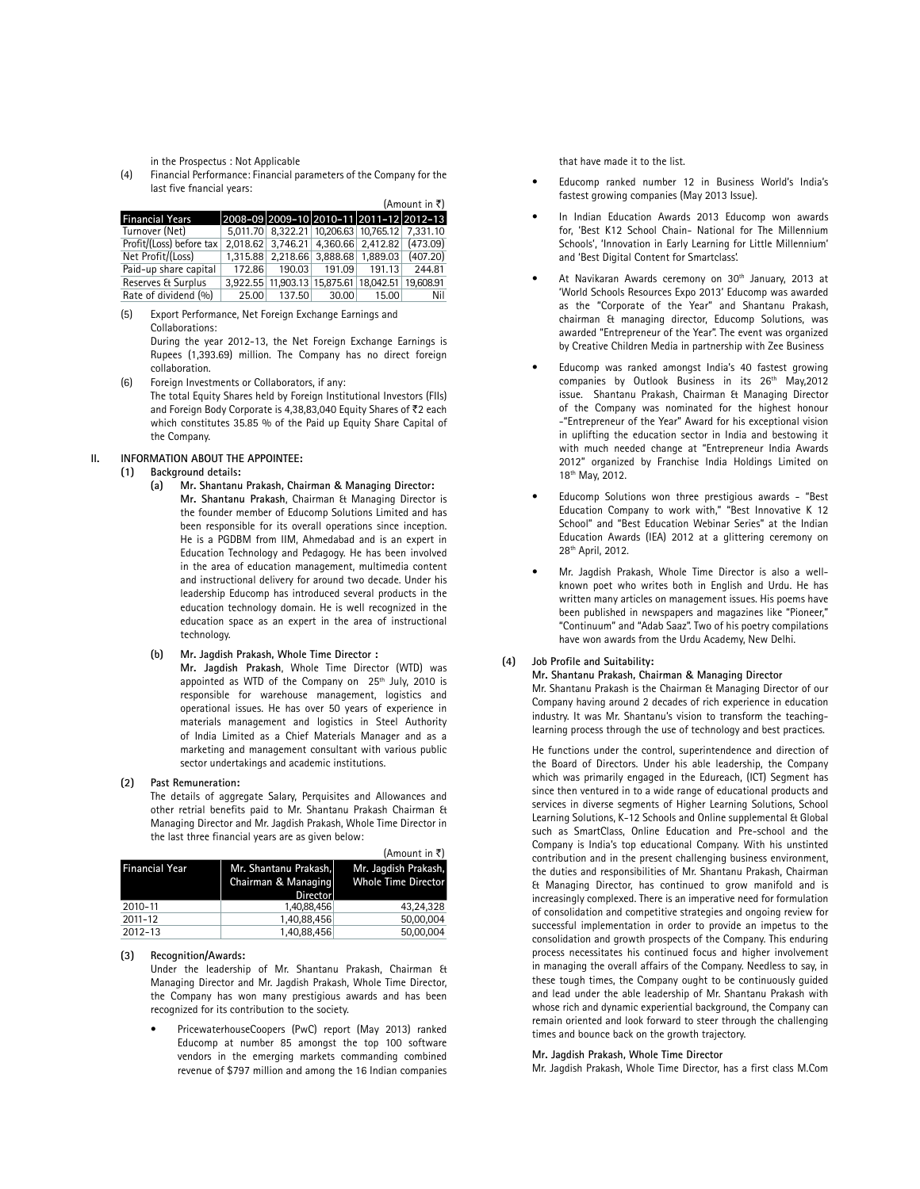in the Prospectus : Not Applicable

(4) Financial Performance: Financial parameters of the Company for the last five fnancial years:

(Amount in ₹)

| Financial Years | 2008-09 | 2009-10 | 2010-11 | 2011-12 | 2012-13 |
|---|---|---|---|---|---|
| Turnover (Net) | 5,011.70 | 8,322.21 | 10,206.63 | 10,765.12 | 7,331.10 |
| Profit/(Loss) before tax | 2,018.62 | 3,746.21 | 4,360.66 | 2,412.82 | (473.09) |
| Net Profit/(Loss) | 1,315.88 | 2,218.66 | 3,888.68 | 1,889.03 | (407.20) |
| Paid-up share capital | 172.86 | 190.03 | 191.09 | 191.13 | 244.81 |
| Reserves & Surplus | 3,922.55 | 11,903.13 | 15,875.61 | 18,042.51 | 19,608.91 |
| Rate of dividend (%) | 25.00 | 137.50 | 30.00 | 15.00 | Nil |

(5) Export Performance, Net Foreign Exchange Earnings and Collaborations:
During the year 2012-13, the Net Foreign Exchange Earnings is Rupees (1,393.69) million. The Company has no direct foreign collaboration.

(6) Foreign Investments or Collaborators, if any:
The total Equity Shares held by Foreign Institutional Investors (FIIs) and Foreign Body Corporate is 4,38,83,040 Equity Shares of ₹2 each which constitutes 35.85 % of the Paid up Equity Share Capital of the Company.

## II. INFORMATION ABOUT THE APPOINTEE:

**(1) Background details:**

**(a) Mr. Shantanu Prakash, Chairman & Managing Director:**
**Mr. Shantanu Prakash**, Chairman & Managing Director is the founder member of Educomp Solutions Limited and has been responsible for its overall operations since inception. He is a PGDBM from IIM, Ahmedabad and is an expert in Education Technology and Pedagogy. He has been involved in the area of education management, multimedia content and instructional delivery for around two decade. Under his leadership Educomp has introduced several products in the education technology domain. He is well recognized in the education space as an expert in the area of instructional technology.

**(b) Mr. Jagdish Prakash, Whole Time Director :**
**Mr. Jagdish Prakash**, Whole Time Director (WTD) was appointed as WTD of the Company on 25th July, 2010 is responsible for warehouse management, logistics and operational issues. He has over 50 years of experience in materials management and logistics in Steel Authority of India Limited as a Chief Materials Manager and as a marketing and management consultant with various public sector undertakings and academic institutions.

**(2) Past Remuneration:**
The details of aggregate Salary, Perquisites and Allowances and other retrial benefits paid to Mr. Shantanu Prakash Chairman & Managing Director and Mr. Jagdish Prakash, Whole Time Director in the last three financial years are as given below:

(Amount in ₹)

| Financial Year | Mr. Shantanu Prakash, Chairman & Managing Director | Mr. Jagdish Prakash, Whole Time Director |
|---|---|---|
| 2010-11 | 1,40,88,456 | 43,24,328 |
| 2011-12 | 1,40,88,456 | 50,00,004 |
| 2012-13 | 1,40,88,456 | 50,00,004 |

**(3) Recognition/Awards:**
Under the leadership of Mr. Shantanu Prakash, Chairman & Managing Director and Mr. Jagdish Prakash, Whole Time Director, the Company has won many prestigious awards and has been recognized for its contribution to the society.

- PricewaterhouseCoopers (PwC) report (May 2013) ranked Educomp at number 85 amongst the top 100 software vendors in the emerging markets commanding combined revenue of $797 million and among the 16 Indian companies that have made it to the list.
- Educomp ranked number 12 in Business World's India's fastest growing companies (May 2013 Issue).
- In Indian Education Awards 2013 Educomp won awards for, 'Best K12 School Chain- National for The Millennium Schools', 'Innovation in Early Learning for Little Millennium' and 'Best Digital Content for Smartclass'.
- At Navikaran Awards ceremony on 30th January, 2013 at 'World Schools Resources Expo 2013' Educomp was awarded as the "Corporate of the Year" and Shantanu Prakash, chairman & managing director, Educomp Solutions, was awarded "Entrepreneur of the Year". The event was organized by Creative Children Media in partnership with Zee Business
- Educomp was ranked amongst India's 40 fastest growing companies by Outlook Business in its 26th May,2012 issue. Shantanu Prakash, Chairman & Managing Director of the Company was nominated for the highest honour -"Entrepreneur of the Year" Award for his exceptional vision in uplifting the education sector in India and bestowing it with much needed change at "Entrepreneur India Awards 2012" organized by Franchise India Holdings Limited on 18th May, 2012.
- Educomp Solutions won three prestigious awards - "Best Education Company to work with," "Best Innovative K 12 School" and "Best Education Webinar Series" at the Indian Education Awards (IEA) 2012 at a glittering ceremony on 28th April, 2012.
- Mr. Jagdish Prakash, Whole Time Director is also a well-known poet who writes both in English and Urdu. He has written many articles on management issues. His poems have been published in newspapers and magazines like "Pioneer," "Continuum" and "Adab Saaz". Two of his poetry compilations have won awards from the Urdu Academy, New Delhi.

**(4) Job Profile and Suitability:**

**Mr. Shantanu Prakash, Chairman & Managing Director**

Mr. Shantanu Prakash is the Chairman & Managing Director of our Company having around 2 decades of rich experience in education industry. It was Mr. Shantanu's vision to transform the teaching-learning process through the use of technology and best practices.

He functions under the control, superintendence and direction of the Board of Directors. Under his able leadership, the Company which was primarily engaged in the Edureach, (ICT) Segment has since then ventured in to a wide range of educational products and services in diverse segments of Higher Learning Solutions, School Learning Solutions, K-12 Schools and Online supplemental & Global such as SmartClass, Online Education and Pre-school and the Company is India's top educational Company. With his unstinted contribution and in the present challenging business environment, the duties and responsibilities of Mr. Shantanu Prakash, Chairman & Managing Director, has continued to grow manifold and is increasingly complexed. There is an imperative need for formulation of consolidation and competitive strategies and ongoing review for successful implementation in order to provide an impetus to the consolidation and growth prospects of the Company. This enduring process necessitates his continued focus and higher involvement in managing the overall affairs of the Company. Needless to say, in these tough times, the Company ought to be continuously guided and lead under the able leadership of Mr. Shantanu Prakash with whose rich and dynamic experiential background, the Company can remain oriented and look forward to steer through the challenging times and bounce back on the growth trajectory.

**Mr. Jagdish Prakash, Whole Time Director**

Mr. Jagdish Prakash, Whole Time Director, has a first class M.Com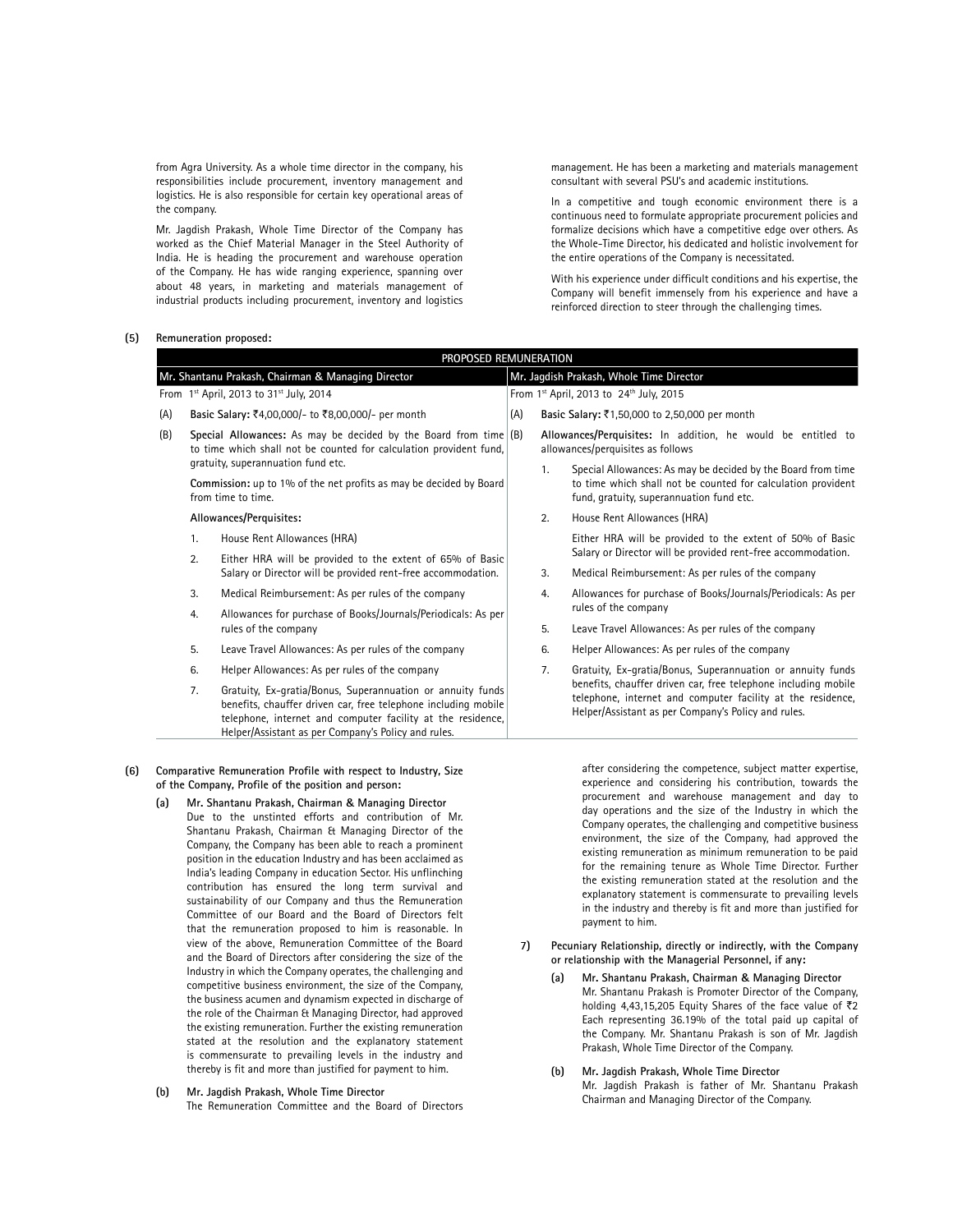from Agra University. As a whole time director in the company, his responsibilities include procurement, inventory management and logistics. He is also responsible for certain key operational areas of the company.

Mr. Jagdish Prakash, Whole Time Director of the Company has worked as the Chief Material Manager in the Steel Authority of India. He is heading the procurement and warehouse operation of the Company. He has wide ranging experience, spanning over about 48 years, in marketing and materials management of industrial products including procurement, inventory and logistics management. He has been a marketing and materials management consultant with several PSU's and academic institutions.

In a competitive and tough economic environment there is a continuous need to formulate appropriate procurement policies and formalize decisions which have a competitive edge over others. As the Whole-Time Director, his dedicated and holistic involvement for the entire operations of the Company is necessitated.

With his experience under difficult conditions and his expertise, the Company will benefit immensely from his experience and have a reinforced direction to steer through the challenging times.

**(5) Remuneration proposed:**

| PROPOSED REMUNERATION | |
|---|---|
| **Mr. Shantanu Prakash, Chairman & Managing Director** | **Mr. Jagdish Prakash, Whole Time Director** |
| From 1st April, 2013 to 31st July, 2014 | From 1st April, 2013 to 24th July, 2015 |
| (A) **Basic Salary:** ₹4,00,000/- to ₹8,00,000/- per month | (A) **Basic Salary:** ₹1,50,000 to 2,50,000 per month |
| (B) **Special Allowances:** As may be decided by the Board from time to time which shall not be counted for calculation provident fund, gratuity, superannuation fund etc.<br><br>**Commission:** up to 1% of the net profits as may be decided by Board from time to time.<br><br>**Allowances/Perquisites:**<br>1. House Rent Allowances (HRA)<br>2. Either HRA will be provided to the extent of 65% of Basic Salary or Director will be provided rent-free accommodation.<br>3. Medical Reimbursement: As per rules of the company<br>4. Allowances for purchase of Books/Journals/Periodicals: As per rules of the company<br>5. Leave Travel Allowances: As per rules of the company<br>6. Helper Allowances: As per rules of the company<br>7. Gratuity, Ex-gratia/Bonus, Superannuation or annuity funds benefits, chauffer driven car, free telephone including mobile telephone, internet and computer facility at the residence, Helper/Assistant as per Company's Policy and rules. | (B) **Allowances/Perquisites:** In addition, he would be entitled to allowances/perquisites as follows<br>1. Special Allowances: As may be decided by the Board from time to time which shall not be counted for calculation provident fund, gratuity, superannuation fund etc.<br>2. House Rent Allowances (HRA)<br>Either HRA will be provided to the extent of 50% of Basic Salary or Director will be provided rent-free accommodation.<br>3. Medical Reimbursement: As per rules of the company<br>4. Allowances for purchase of Books/Journals/Periodicals: As per rules of the company<br>5. Leave Travel Allowances: As per rules of the company<br>6. Helper Allowances: As per rules of the company<br>7. Gratuity, Ex-gratia/Bonus, Superannuation or annuity funds benefits, chauffer driven car, free telephone including mobile telephone, internet and computer facility at the residence, Helper/Assistant as per Company's Policy and rules. |

**(6) Comparative Remuneration Profile with respect to Industry, Size of the Company, Profile of the position and person:**

**(a) Mr. Shantanu Prakash, Chairman & Managing Director**

Due to the unstinted efforts and contribution of Mr. Shantanu Prakash, Chairman & Managing Director of the Company, the Company has been able to reach a prominent position in the education Industry and has been acclaimed as India's leading Company in education Sector. His unflinching contribution has ensured the long term survival and sustainability of our Company and thus the Remuneration Committee of our Board and the Board of Directors felt that the remuneration proposed to him is reasonable. In view of the above, Remuneration Committee of the Board and the Board of Directors after considering the size of the Industry in which the Company operates, the challenging and competitive business environment, the size of the Company, the business acumen and dynamism expected in discharge of the role of the Chairman & Managing Director, had approved the existing remuneration. Further the existing remuneration stated at the resolution and the explanatory statement is commensurate to prevailing levels in the industry and thereby is fit and more than justified for payment to him.

**(b) Mr. Jagdish Prakash, Whole Time Director**

The Remuneration Committee and the Board of Directors after considering the competence, subject matter expertise, experience and considering his contribution, towards the procurement and warehouse management and day to day operations and the size of the Industry in which the Company operates, the challenging and competitive business environment, the size of the Company, had approved the existing remuneration as minimum remuneration to be paid for the remaining tenure as Whole Time Director. Further the existing remuneration stated at the resolution and the explanatory statement is commensurate to prevailing levels in the industry and thereby is fit and more than justified for payment to him.

**7) Pecuniary Relationship, directly or indirectly, with the Company or relationship with the Managerial Personnel, if any:**

**(a) Mr. Shantanu Prakash, Chairman & Managing Director**

Mr. Shantanu Prakash is Promoter Director of the Company, holding 4,43,15,205 Equity Shares of the face value of ₹2 Each representing 36.19% of the total paid up capital of the Company. Mr. Shantanu Prakash is son of Mr. Jagdish Prakash, Whole Time Director of the Company.

**(b) Mr. Jagdish Prakash, Whole Time Director**

Mr. Jagdish Prakash is father of Mr. Shantanu Prakash Chairman and Managing Director of the Company.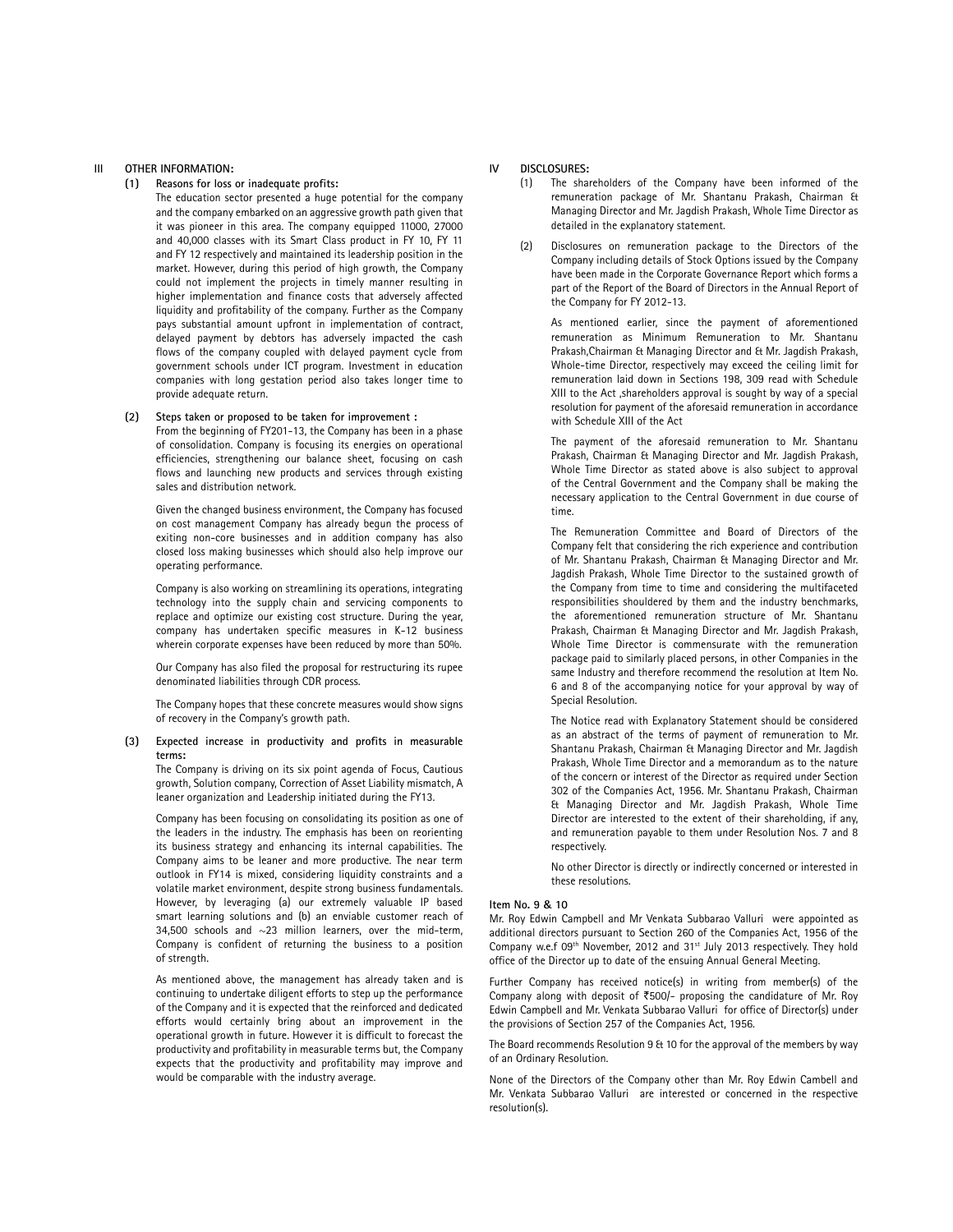## III OTHER INFORMATION:

**(1) Reasons for loss or inadequate profits:**

The education sector presented a huge potential for the company and the company embarked on an aggressive growth path given that it was pioneer in this area. The company equipped 11000, 27000 and 40,000 classes with its Smart Class product in FY 10, FY 11 and FY 12 respectively and maintained its leadership position in the market. However, during this period of high growth, the Company could not implement the projects in timely manner resulting in higher implementation and finance costs that adversely affected liquidity and profitability of the company. Further as the Company pays substantial amount upfront in implementation of contract, delayed payment by debtors has adversely impacted the cash flows of the company coupled with delayed payment cycle from government schools under ICT program. Investment in education companies with long gestation period also takes longer time to provide adequate return.

**(2) Steps taken or proposed to be taken for improvement :**

From the beginning of FY201-13, the Company has been in a phase of consolidation. Company is focusing its energies on operational efficiencies, strengthening our balance sheet, focusing on cash flows and launching new products and services through existing sales and distribution network.

Given the changed business environment, the Company has focused on cost management Company has already begun the process of exiting non-core businesses and in addition company has also closed loss making businesses which should also help improve our operating performance.

Company is also working on streamlining its operations, integrating technology into the supply chain and servicing components to replace and optimize our existing cost structure. During the year, company has undertaken specific measures in K-12 business wherein corporate expenses have been reduced by more than 50%.

Our Company has also filed the proposal for restructuring its rupee denominated liabilities through CDR process.

The Company hopes that these concrete measures would show signs of recovery in the Company's growth path.

**(3) Expected increase in productivity and profits in measurable terms:**

The Company is driving on its six point agenda of Focus, Cautious growth, Solution company, Correction of Asset Liability mismatch, A leaner organization and Leadership initiated during the FY13.

Company has been focusing on consolidating its position as one of the leaders in the industry. The emphasis has been on reorienting its business strategy and enhancing its internal capabilities. The Company aims to be leaner and more productive. The near term outlook in FY14 is mixed, considering liquidity constraints and a volatile market environment, despite strong business fundamentals. However, by leveraging (a) our extremely valuable IP based smart learning solutions and (b) an enviable customer reach of 34,500 schools and ~23 million learners, over the mid-term, Company is confident of returning the business to a position of strength.

As mentioned above, the management has already taken and is continuing to undertake diligent efforts to step up the performance of the Company and it is expected that the reinforced and dedicated efforts would certainly bring about an improvement in the operational growth in future. However it is difficult to forecast the productivity and profitability in measurable terms but, the Company expects that the productivity and profitability may improve and would be comparable with the industry average.

## IV DISCLOSURES:

(1) The shareholders of the Company have been informed of the remuneration package of Mr. Shantanu Prakash, Chairman & Managing Director and Mr. Jagdish Prakash, Whole Time Director as detailed in the explanatory statement.

(2) Disclosures on remuneration package to the Directors of the Company including details of Stock Options issued by the Company have been made in the Corporate Governance Report which forms a part of the Report of the Board of Directors in the Annual Report of the Company for FY 2012-13.

As mentioned earlier, since the payment of aforementioned remuneration as Minimum Remuneration to Mr. Shantanu Prakash,Chairman & Managing Director and & Mr. Jagdish Prakash, Whole-time Director, respectively may exceed the ceiling limit for remuneration laid down in Sections 198, 309 read with Schedule XIII to the Act ,shareholders approval is sought by way of a special resolution for payment of the aforesaid remuneration in accordance with Schedule XIII of the Act

The payment of the aforesaid remuneration to Mr. Shantanu Prakash, Chairman & Managing Director and Mr. Jagdish Prakash, Whole Time Director as stated above is also subject to approval of the Central Government and the Company shall be making the necessary application to the Central Government in due course of time.

The Remuneration Committee and Board of Directors of the Company felt that considering the rich experience and contribution of Mr. Shantanu Prakash, Chairman & Managing Director and Mr. Jagdish Prakash, Whole Time Director to the sustained growth of the Company from time to time and considering the multifaceted responsibilities shouldered by them and the industry benchmarks, the aforementioned remuneration structure of Mr. Shantanu Prakash, Chairman & Managing Director and Mr. Jagdish Prakash, Whole Time Director is commensurate with the remuneration package paid to similarly placed persons, in other Companies in the same Industry and therefore recommend the resolution at Item No. 6 and 8 of the accompanying notice for your approval by way of Special Resolution.

The Notice read with Explanatory Statement should be considered as an abstract of the terms of payment of remuneration to Mr. Shantanu Prakash, Chairman & Managing Director and Mr. Jagdish Prakash, Whole Time Director and a memorandum as to the nature of the concern or interest of the Director as required under Section 302 of the Companies Act, 1956. Mr. Shantanu Prakash, Chairman & Managing Director and Mr. Jagdish Prakash, Whole Time Director are interested to the extent of their shareholding, if any, and remuneration payable to them under Resolution Nos. 7 and 8 respectively.

No other Director is directly or indirectly concerned or interested in these resolutions.

### Item No. 9 & 10

Mr. Roy Edwin Campbell and Mr Venkata Subbarao Valluri were appointed as additional directors pursuant to Section 260 of the Companies Act, 1956 of the Company w.e.f 09th November, 2012 and 31st July 2013 respectively. They hold office of the Director up to date of the ensuing Annual General Meeting.

Further Company has received notice(s) in writing from member(s) of the Company along with deposit of ₹500/- proposing the candidature of Mr. Roy Edwin Campbell and Mr. Venkata Subbarao Valluri for office of Director(s) under the provisions of Section 257 of the Companies Act, 1956.

The Board recommends Resolution 9 & 10 for the approval of the members by way of an Ordinary Resolution.

None of the Directors of the Company other than Mr. Roy Edwin Cambell and Mr. Venkata Subbarao Valluri are interested or concerned in the respective resolution(s).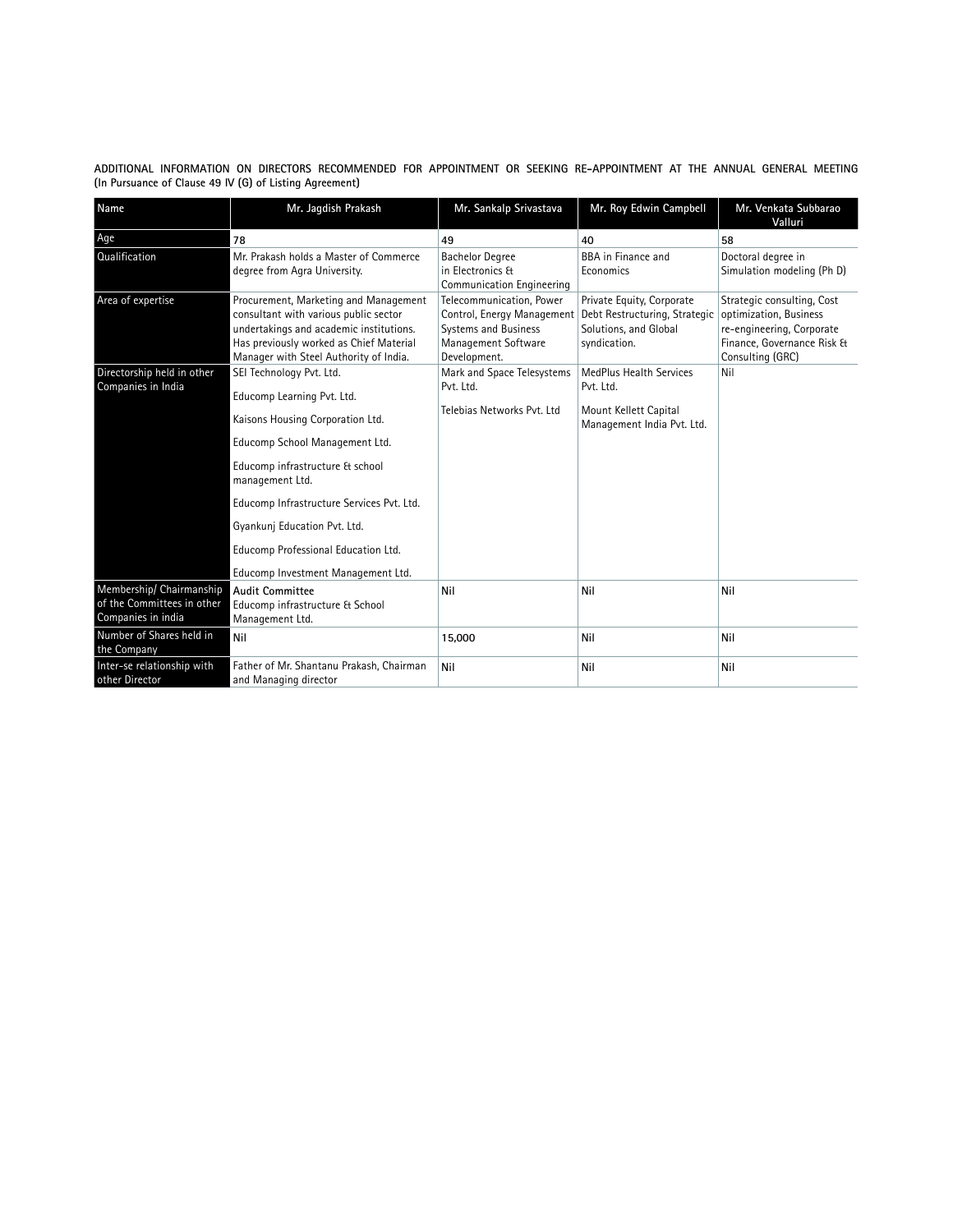**ADDITIONAL INFORMATION ON DIRECTORS RECOMMENDED FOR APPOINTMENT OR SEEKING RE-APPOINTMENT AT THE ANNUAL GENERAL MEETING (In Pursuance of Clause 49 IV (G) of Listing Agreement)**

| Name | Mr. Jagdish Prakash | Mr. Sankalp Srivastava | Mr. Roy Edwin Campbell | Mr. Venkata Subbarao Valluri |
|---|---|---|---|---|
| Age | 78 | 49 | 40 | 58 |
| Qualification | Mr. Prakash holds a Master of Commerce degree from Agra University. | Bachelor Degree in Electronics & Communication Engineering | BBA in Finance and Economics | Doctoral degree in Simulation modeling (Ph D) |
| Area of expertise | Procurement, Marketing and Management consultant with various public sector undertakings and academic institutions. Has previously worked as Chief Material Manager with Steel Authority of India. | Telecommunication, Power Control, Energy Management Systems and Business Management Software Development. | Private Equity, Corporate Debt Restructuring, Strategic Solutions, and Global syndication. | Strategic consulting, Cost optimization, Business re-engineering, Corporate Finance, Governance Risk & Consulting (GRC) |
| Directorship held in other Companies in India | SEI Technology Pvt. Ltd.<br><br>Educomp Learning Pvt. Ltd.<br><br>Kaisons Housing Corporation Ltd.<br><br>Educomp School Management Ltd.<br><br>Educomp infrastructure & school management Ltd.<br><br>Educomp Infrastructure Services Pvt. Ltd.<br><br>Gyankunj Education Pvt. Ltd.<br><br>Educomp Professional Education Ltd.<br><br>Educomp Investment Management Ltd. | Mark and Space Telesystems Pvt. Ltd.<br><br>Telebias Networks Pvt. Ltd | MedPlus Health Services Pvt. Ltd.<br><br>Mount Kellett Capital Management India Pvt. Ltd. | Nil |
| Membership/ Chairmanship of the Committees in other Companies in india | **Audit Committee**<br>Educomp infrastructure & School Management Ltd. | Nil | Nil | Nil |
| Number of Shares held in the Company | Nil | 15,000 | Nil | Nil |
| Inter-se relationship with other Director | Father of Mr. Shantanu Prakash, Chairman and Managing director | Nil | Nil | Nil |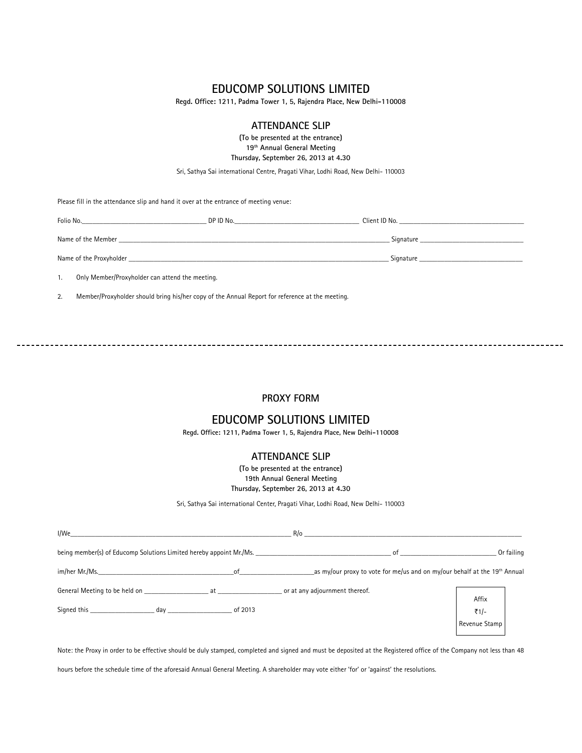# EDUCOMP SOLUTIONS LIMITED

**Regd. Office: 1211, Padma Tower 1, 5, Rajendra Place, New Delhi-110008**

## ATTENDANCE SLIP

**(To be presented at the entrance)**
**19th Annual General Meeting**
**Thursday, September 26, 2013 at 4.30**

Sri, Sathya Sai international Centre, Pragati Vihar, Lodhi Road, New Delhi- 110003

Please fill in the attendance slip and hand it over at the entrance of meeting venue:

Folio No.\_\_\_\_\_\_\_\_\_\_\_\_\_\_\_\_\_\_\_\_\_\_\_\_\_\_\_\_ DP ID No.\_\_\_\_\_\_\_\_\_\_\_\_\_\_\_\_\_\_\_\_\_\_\_\_\_\_\_\_ Client ID No. \_\_\_\_\_\_\_\_\_\_\_\_\_\_\_\_\_\_\_\_\_\_\_\_\_\_\_\_

Name of the Member \_\_\_\_\_\_\_\_\_\_\_\_\_\_\_\_\_\_\_\_\_\_\_\_\_\_\_\_\_\_\_\_\_\_\_\_\_\_\_\_\_\_\_\_\_\_\_\_\_\_\_\_\_\_ Signature \_\_\_\_\_\_\_\_\_\_\_\_\_\_\_\_\_\_\_\_\_\_\_\_

Name of the Proxyholder \_\_\_\_\_\_\_\_\_\_\_\_\_\_\_\_\_\_\_\_\_\_\_\_\_\_\_\_\_\_\_\_\_\_\_\_\_\_\_\_\_\_\_\_\_\_\_\_\_\_\_\_ Signature \_\_\_\_\_\_\_\_\_\_\_\_\_\_\_\_\_\_\_\_\_\_\_\_

1. Only Member/Proxyholder can attend the meeting.
2. Member/Proxyholder should bring his/her copy of the Annual Report for reference at the meeting.

---

## PROXY FORM

# EDUCOMP SOLUTIONS LIMITED

**Regd. Office: 1211, Padma Tower 1, 5, Rajendra Place, New Delhi-110008**

## ATTENDANCE SLIP

**(To be presented at the entrance)**
**19th Annual General Meeting**
**Thursday, September 26, 2013 at 4.30**

Sri, Sathya Sai international Center, Pragati Vihar, Lodhi Road, New Delhi- 110003

I/We\_\_\_\_\_\_\_\_\_\_\_\_\_\_\_\_\_\_\_\_\_\_\_\_\_\_\_\_\_\_\_\_\_\_\_\_\_\_\_\_\_\_\_\_\_\_\_\_ R/o \_\_\_\_\_\_\_\_\_\_\_\_\_\_\_\_\_\_\_\_\_\_\_\_\_\_\_\_\_\_\_\_\_\_\_\_\_\_\_\_\_\_\_\_\_\_\_\_

being member(s) of Educomp Solutions Limited hereby appoint Mr./Ms. \_\_\_\_\_\_\_\_\_\_\_\_\_\_\_\_\_\_\_\_\_\_\_\_\_\_\_\_\_\_ of \_\_\_\_\_\_\_\_\_\_\_\_\_\_\_\_\_\_\_\_\_\_ Or failing im/her Mr./Ms.\_\_\_\_\_\_\_\_\_\_\_\_\_\_\_\_\_\_\_\_\_\_\_\_\_\_\_\_\_\_of\_\_\_\_\_\_\_\_\_\_\_\_\_\_\_\_\_\_as my/our proxy to vote for me/us and on my/our behalf at the 19th Annual General Meeting to be held on \_\_\_\_\_\_\_\_\_\_\_\_\_\_\_ at \_\_\_\_\_\_\_\_\_\_\_\_\_\_\_ or at any adjournment thereof.

Signed this \_\_\_\_\_\_\_\_\_\_\_\_\_\_\_ day \_\_\_\_\_\_\_\_\_\_\_\_\_\_\_ of 2013

Affix
₹1/-
Revenue Stamp

Note: the Proxy in order to be effective should be duly stamped, completed and signed and must be deposited at the Registered office of the Company not less than 48 hours before the schedule time of the aforesaid Annual General Meeting. A shareholder may vote either 'for' or 'against' the resolutions.